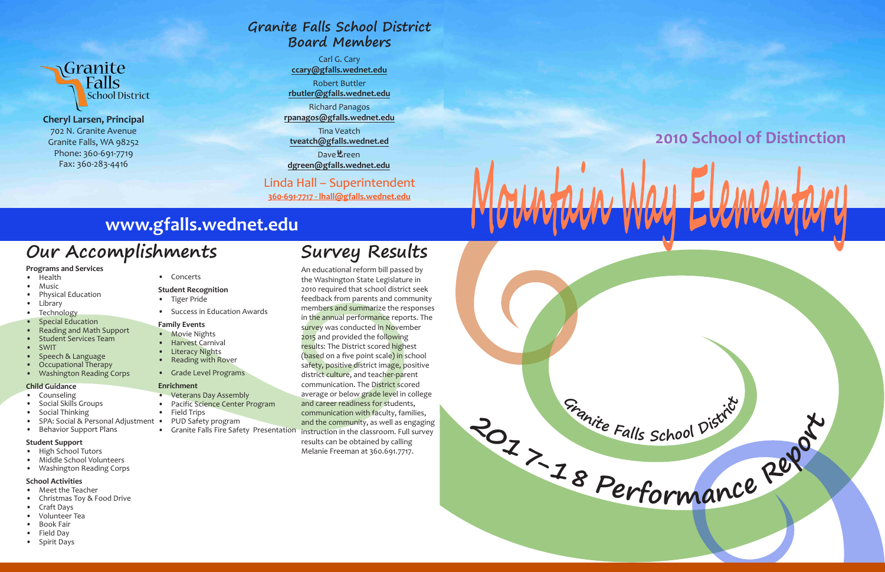# Mountain Way Elementary

## 2010 School of Distinction

## Granite Falls School District 2017-18 Performance Report

Granite Falls School District

**Cheryl Larsen, Principal**
702 N. Granite Avenue
Granite Falls, WA 98252
Phone: 360-691-7719
Fax: 360-283-4416

## Granite Falls School District Board Members

Carl G. Cary
**ccary@gfalls.wednet.edu**

Robert Buttler
**rbutler@gfalls.wednet.edu**

Richard Panagos
**rpanagos@gfalls.wednet.edu**

Tina Veatch
**tveatch@gfalls.wednet.ed**

Dave Green
**dgreen@gfalls.wednet.edu**

Linda Hall – Superintendent
**360-691-7717 - lhall@gfalls.wednet.edu**

## www.gfalls.wednet.edu

## Our Accomplishments

**Programs and Services**
- Health
- Music
- Physical Education
- Library
- Technology
- Special Education
- Reading and Math Support
- Student Services Team
- SWIT
- Speech & Language
- Occupational Therapy
- Washington Reading Corps

**Child Guidance**
- Counseling
- Social Skills Groups
- Social Thinking
- SPA: Social & Personal Adjustment
- Behavior Support Plans

**Student Support**
- High School Tutors
- Middle School Volunteers
- Washington Reading Corps

**School Activities**
- Meet the Teacher
- Christmas Toy & Food Drive
- Craft Days
- Volunteer Tea
- Book Fair
- Field Day
- Spirit Days
- Concerts

**Student Recognition**
- Tiger Pride
- Success in Education Awards

**Family Events**
- Movie Nights
- Harvest Carnival
- Literacy Nights
- Reading with Rover
- Grade Level Programs

**Enrichment**
- Veterans Day Assembly
- Pacific Science Center Program
- Field Trips
- PUD Safety program
- Granite Falls Fire Safety Presentation

## Survey Results

An educational reform bill passed by the Washington State Legislature in 2010 required that school district seek feedback from parents and community members and summarize the responses in the annual performance reports. The survey was conducted in November 2015 and provided the following results: The District scored highest (based on a five point scale) in school safety, positive district image, positive district culture, and teacher-parent communication. The District scored average or below grade level in college and career readiness for students, communication with faculty, families, and the community, as well as engaging instruction in the classroom. Full survey results can be obtained by calling Melanie Freeman at 360.691.7717.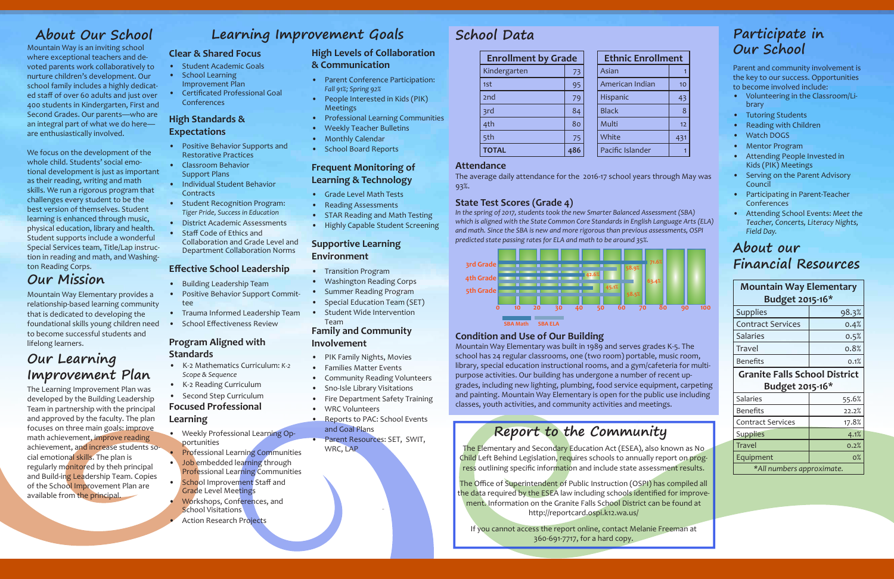# About Our School

Mountain Way is an inviting school where exceptional teachers and devoted parents work collaboratively to nurture children's development. Our school family includes a highly dedicated staff of over 60 adults and just over 400 students in Kindergarten, First and Second Grades. Our parents—who are an integral part of what we do here—are enthusiastically involved.

We focus on the development of the whole child. Students' social emotional development is just as important as their reading, writing and math skills. We run a rigorous program that challenges every student to be the best version of themselves. Student learning is enhanced through music, physical education, library and health. Student supports include a wonderful Special Services team, Title/Lap instruction in reading and math, and Washington Reading Corps.

# Our Mission

Mountain Way Elementary provides a relationship-based learning community that is dedicated to developing the foundational skills young children need to become successful students and lifelong learners.

# Our Learning Improvement Plan

The Learning Improvement Plan was developed by the Building Leadership Team in partnership with the principal and approved by the faculty. The plan focuses on three main goals: improve math achievement, improve reading achievement, and increase students social emotional skills. The plan is regularly monitored by theh principal and Build-ing Leadership Team. Copies of the School Improvement Plan are available from the principal.

# Learning Improvement Goals

### Clear & Shared Focus

- Student Academic Goals
- School Learning Improvement Plan
- Certificated Professional Goal Conferences

### High Standards & Expectations

- Positive Behavior Supports and Restorative Practices
- Classroom Behavior Support Plans
- Individual Student Behavior Contracts
- Student Recognition Program: *Tiger Pride, Success in Education*
- District Academic Assessments
- Staff Code of Ethics and Collaboration and Grade Level and Department Collaboration Norms

### Effective School Leadership

- Building Leadership Team
- Positive Behavior Support Committee
- Trauma Informed Leadership Team
- School Effectiveness Review

### Program Aligned with Standards

- K-2 Mathematics Curriculum: *K-2 Scope & Sequence*
- K-2 Reading Curriculum
- Second Step Curriculum

### Focused Professional Learning

- Weekly Professional Learning Opportunities
- Professional Learning Communities
- Job embedded learning through Professional Learning Communities
- School Improvement Staff and Grade Level Meetings
- Workshops, Conferences, and School Visitations
- Action Research Projects

### High Levels of Collaboration & Communication

- Parent Conference Participation: *Fall 91%; Spring 92%*
- People Interested in Kids (PIK) Meetings
- Professional Learning Communities
- Weekly Teacher Bulletins
- Monthly Calendar
- School Board Reports

### Frequent Monitoring of Learning & Technology

- Grade Level Math Tests
- Reading Assessments
- STAR Reading and Math Testing
- Highly Capable Student Screening

### Supportive Learning Environment

- Transition Program
- Washington Reading Corps
- Summer Reading Program
- Special Education Team (SET)
- Student Wide Intervention Team

### Family and Community Involvement

- PIK Family Nights, Movies
- Families Matter Events
- Community Reading Volunteers
- Sno-Isle Library Visitations
- Fire Department Safety Training
- WRC Volunteers
- Reports to PAC: School Events and Goal Plans
- Parent Resources: SET, SWIT, WRC, LAP

# School Data

| Enrollment by Grade | |
|---|---|
| Kindergarten | 73 |
| 1st | 95 |
| 2nd | 79 |
| 3rd | 84 |
| 4th | 80 |
| 5th | 75 |
| **TOTAL** | **486** |

| Ethnic Enrollment | |
|---|---|
| Asian | 1 |
| American Indian | 10 |
| Hispanic | 43 |
| Black | 8 |
| Multi | 12 |
| White | 431 |
| Pacific Islander | 1 |

### Attendance

The average daily attendance for the 2016-17 school years through May was 93%.

### State Test Scores (Grade 4)

*In the spring of 2017, students took the new Smarter Balanced Assessment (SBA) which is aligned with the State Common Core Standards in English Language Arts (ELA) and math. Since the SBA is new and more rigorous than previous assessments, OSPI predicted state passing rates for ELA and math to be around 35%.*

3rd Grade
4th Grade
5th Grade
71.6%
58.9%
63.4%
42.6%
45.1%
58.5%
0 10 20 30 40 50 60 70 80 90 100
SBA Math SBA ELA

### Condition and Use of Our Building

Mountain Way Elementary was built in 1989 and serves grades K-5. The school has 24 regular classrooms, one (two room) portable, music room, library, special education instructional rooms, and a gym/cafeteria for multi-purpose activities. Our building has undergone a number of recent upgrades, including new lighting, plumbing, food service equipment, carpeting and painting. Mountain Way Elementary is open for the public use including classes, youth activities, and community activities and meetings.

# Report to the Community

The Elementary and Secondary Education Act (ESEA), also known as No Child Left Behind Legislation, requires schools to annually report on progress outlining specific information and include state assessment results.

The Office of Superintendent of Public Instruction (OSPI) has compiled all the data required by the ESEA law including schools identified for improvement. Information on the Granite Falls School District can be found at http://reportcard.ospi.k12.wa.us/

If you cannot access the report online, contact Melanie Freeman at 360-691-7717, for a hard copy.

# Participate in Our School

Parent and community involvement is the key to our success. Opportunities to become involved include:

- Volunteering in the Classroom/Library
- Tutoring Students
- Reading with Children
- Watch DOGS
- Mentor Program
- Attending People Invested in Kids (PIK) Meetings
- Serving on the Parent Advisory Council
- Participating in Parent-Teacher Conferences
- Attending School Events: *Meet the Teacher, Concerts, Literacy Nights, Field Day.*

# About our Financial Resources

| Mountain Way Elementary Budget 2015-16* | |
|---|---|
| Supplies | 98.3% |
| Contract Services | 0.4% |
| Salaries | 0.5% |
| Travel | 0.8% |
| Benefits | 0.1% |

| Granite Falls School District Budget 2015-16* | |
|---|---|
| Salaries | 55.6% |
| Benefits | 22.2% |
| Contract Services | 17.8% |
| Supplies | 4.1% |
| Travel | 0.2% |
| Equipment | 0% |

*\*All numbers approximate.*